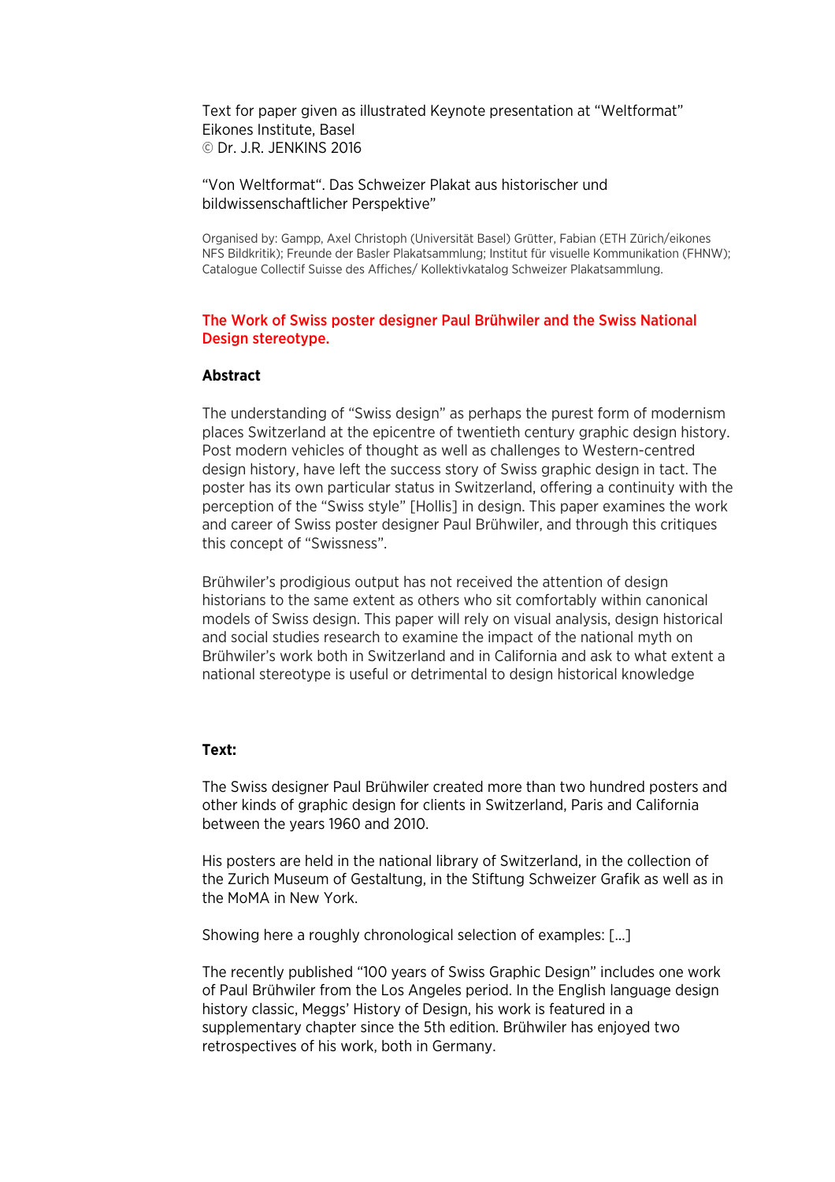Text for paper given as illustrated Keynote presentation at "Weltformat"
Eikones Institute, Basel
© Dr. J.R. JENKINS 2016

"Von Weltformat". Das Schweizer Plakat aus historischer und bildwissenschaftlicher Perspektive"

Organised by: Gampp, Axel Christoph (Universität Basel) Grütter, Fabian (ETH Zürich/eikones NFS Bildkritik); Freunde der Basler Plakatsammlung; Institut für visuelle Kommunikation (FHNW); Catalogue Collectif Suisse des Affiches/ Kollektivkatalog Schweizer Plakatsammlung.

## The Work of Swiss poster designer Paul Brühwiler and the Swiss National Design stereotype.

### Abstract

The understanding of "Swiss design" as perhaps the purest form of modernism places Switzerland at the epicentre of twentieth century graphic design history. Post modern vehicles of thought as well as challenges to Western-centred design history, have left the success story of Swiss graphic design in tact. The poster has its own particular status in Switzerland, offering a continuity with the perception of the "Swiss style" [Hollis] in design. This paper examines the work and career of Swiss poster designer Paul Brühwiler, and through this critiques this concept of "Swissness".

Brühwiler's prodigious output has not received the attention of design historians to the same extent as others who sit comfortably within canonical models of Swiss design. This paper will rely on visual analysis, design historical and social studies research to examine the impact of the national myth on Brühwiler's work both in Switzerland and in California and ask to what extent a national stereotype is useful or detrimental to design historical knowledge

### Text:

The Swiss designer Paul Brühwiler created more than two hundred posters and other kinds of graphic design for clients in Switzerland, Paris and California between the years 1960 and 2010.

His posters are held in the national library of Switzerland, in the collection of the Zurich Museum of Gestaltung, in the Stiftung Schweizer Grafik as well as in the MoMA in New York.

Showing here a roughly chronological selection of examples: [...]

The recently published "100 years of Swiss Graphic Design" includes one work of Paul Brühwiler from the Los Angeles period. In the English language design history classic, Meggs' History of Design, his work is featured in a supplementary chapter since the 5th edition. Brühwiler has enjoyed two retrospectives of his work, both in Germany.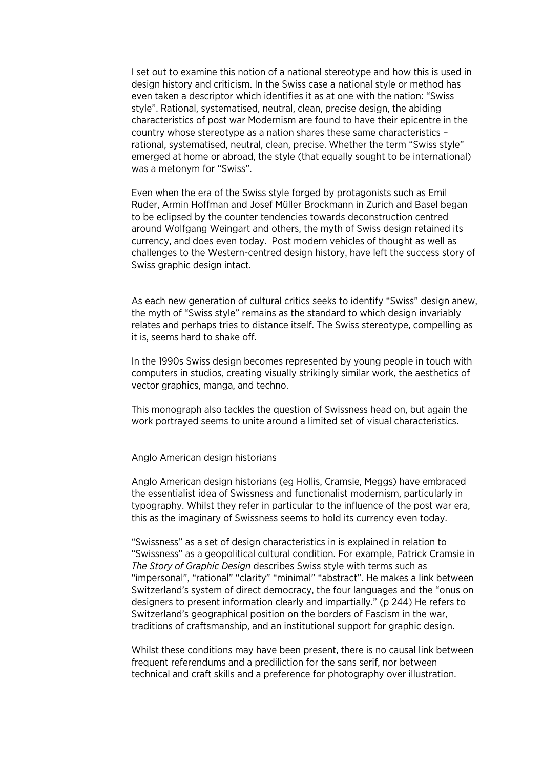I set out to examine this notion of a national stereotype and how this is used in design history and criticism. In the Swiss case a national style or method has even taken a descriptor which identifies it as at one with the nation: "Swiss style". Rational, systematised, neutral, clean, precise design, the abiding characteristics of post war Modernism are found to have their epicentre in the country whose stereotype as a nation shares these same characteristics – rational, systematised, neutral, clean, precise. Whether the term "Swiss style" emerged at home or abroad, the style (that equally sought to be international) was a metonym for "Swiss".

Even when the era of the Swiss style forged by protagonists such as Emil Ruder, Armin Hoffman and Josef Müller Brockmann in Zurich and Basel began to be eclipsed by the counter tendencies towards deconstruction centred around Wolfgang Weingart and others, the myth of Swiss design retained its currency, and does even today. Post modern vehicles of thought as well as challenges to the Western-centred design history, have left the success story of Swiss graphic design intact.

As each new generation of cultural critics seeks to identify "Swiss" design anew, the myth of "Swiss style" remains as the standard to which design invariably relates and perhaps tries to distance itself. The Swiss stereotype, compelling as it is, seems hard to shake off.

In the 1990s Swiss design becomes represented by young people in touch with computers in studios, creating visually strikingly similar work, the aesthetics of vector graphics, manga, and techno.

This monograph also tackles the question of Swissness head on, but again the work portrayed seems to unite around a limited set of visual characteristics.

<u>Anglo American design historians</u>

Anglo American design historians (eg Hollis, Cramsie, Meggs) have embraced the essentialist idea of Swissness and functionalist modernism, particularly in typography. Whilst they refer in particular to the influence of the post war era, this as the imaginary of Swissness seems to hold its currency even today.

"Swissness" as a set of design characteristics in is explained in relation to "Swissness" as a geopolitical cultural condition. For example, Patrick Cramsie in *The Story of Graphic Design* describes Swiss style with terms such as "impersonal", "rational" "clarity" "minimal" "abstract". He makes a link between Switzerland's system of direct democracy, the four languages and the "onus on designers to present information clearly and impartially." (p 244) He refers to Switzerland's geographical position on the borders of Fascism in the war, traditions of craftsmanship, and an institutional support for graphic design.

Whilst these conditions may have been present, there is no causal link between frequent referendums and a prediliction for the sans serif, nor between technical and craft skills and a preference for photography over illustration.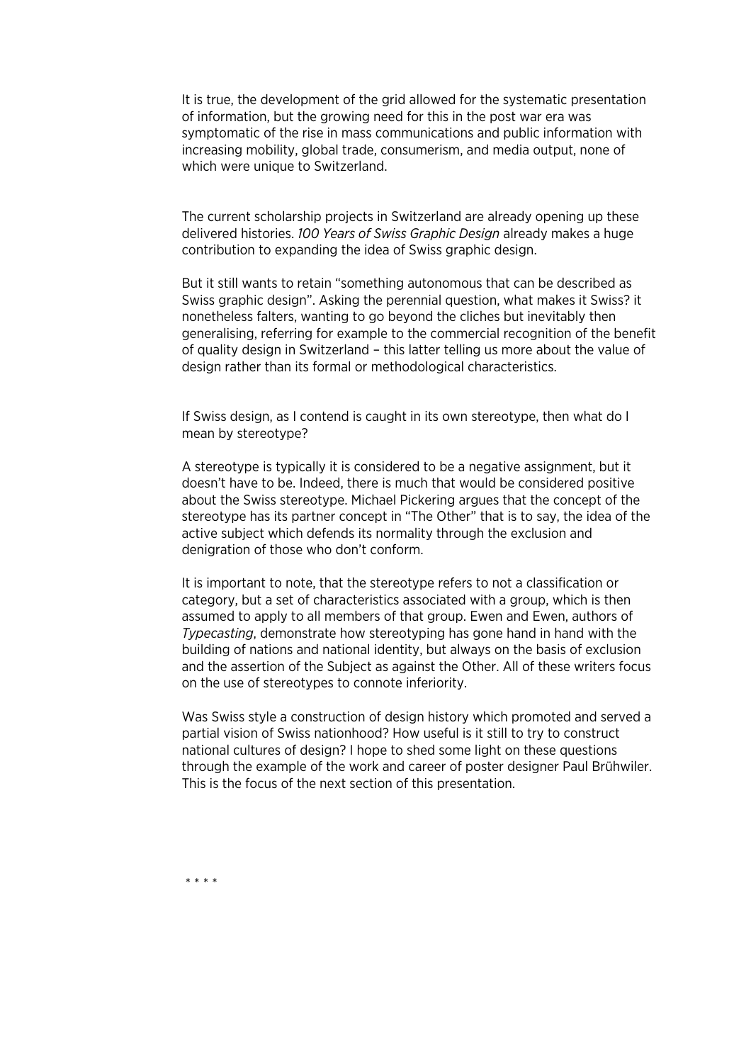It is true, the development of the grid allowed for the systematic presentation of information, but the growing need for this in the post war era was symptomatic of the rise in mass communications and public information with increasing mobility, global trade, consumerism, and media output, none of which were unique to Switzerland.

The current scholarship projects in Switzerland are already opening up these delivered histories. *100 Years of Swiss Graphic Design* already makes a huge contribution to expanding the idea of Swiss graphic design.

But it still wants to retain "something autonomous that can be described as Swiss graphic design". Asking the perennial question, what makes it Swiss? it nonetheless falters, wanting to go beyond the cliches but inevitably then generalising, referring for example to the commercial recognition of the benefit of quality design in Switzerland – this latter telling us more about the value of design rather than its formal or methodological characteristics.

If Swiss design, as I contend is caught in its own stereotype, then what do I mean by stereotype?

A stereotype is typically it is considered to be a negative assignment, but it doesn't have to be. Indeed, there is much that would be considered positive about the Swiss stereotype. Michael Pickering argues that the concept of the stereotype has its partner concept in "The Other" that is to say, the idea of the active subject which defends its normality through the exclusion and denigration of those who don't conform.

It is important to note, that the stereotype refers to not a classification or category, but a set of characteristics associated with a group, which is then assumed to apply to all members of that group. Ewen and Ewen, authors of *Typecasting*, demonstrate how stereotyping has gone hand in hand with the building of nations and national identity, but always on the basis of exclusion and the assertion of the Subject as against the Other. All of these writers focus on the use of stereotypes to connote inferiority.

Was Swiss style a construction of design history which promoted and served a partial vision of Swiss nationhood? How useful is it still to try to construct national cultures of design? I hope to shed some light on these questions through the example of the work and career of poster designer Paul Brühwiler. This is the focus of the next section of this presentation.

* * * *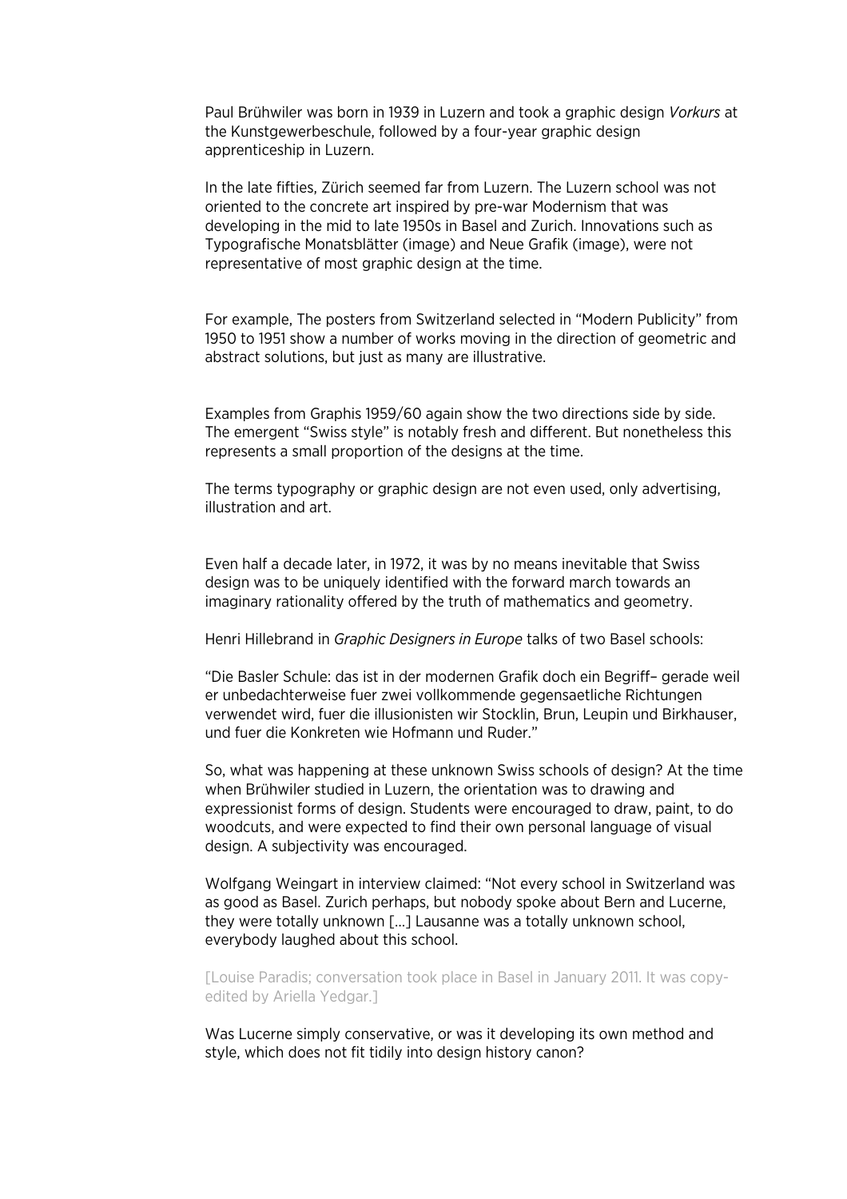Paul Brühwiler was born in 1939 in Luzern and took a graphic design *Vorkurs* at the Kunstgewerbeschule, followed by a four-year graphic design apprenticeship in Luzern.

In the late fifties, Zürich seemed far from Luzern. The Luzern school was not oriented to the concrete art inspired by pre-war Modernism that was developing in the mid to late 1950s in Basel and Zurich. Innovations such as Typografische Monatsblätter (image) and Neue Grafik (image), were not representative of most graphic design at the time.

For example, The posters from Switzerland selected in "Modern Publicity" from 1950 to 1951 show a number of works moving in the direction of geometric and abstract solutions, but just as many are illustrative.

Examples from Graphis 1959/60 again show the two directions side by side. The emergent "Swiss style" is notably fresh and different. But nonetheless this represents a small proportion of the designs at the time.

The terms typography or graphic design are not even used, only advertising, illustration and art.

Even half a decade later, in 1972, it was by no means inevitable that Swiss design was to be uniquely identified with the forward march towards an imaginary rationality offered by the truth of mathematics and geometry.

Henri Hillebrand in *Graphic Designers in Europe* talks of two Basel schools:

"Die Basler Schule: das ist in der modernen Grafik doch ein Begriff– gerade weil er unbedachterweise fuer zwei vollkommende gegensaetliche Richtungen verwendet wird, fuer die illusionisten wir Stocklin, Brun, Leupin und Birkhauser, und fuer die Konkreten wie Hofmann und Ruder."

So, what was happening at these unknown Swiss schools of design? At the time when Brühwiler studied in Luzern, the orientation was to drawing and expressionist forms of design. Students were encouraged to draw, paint, to do woodcuts, and were expected to find their own personal language of visual design. A subjectivity was encouraged.

Wolfgang Weingart in interview claimed: "Not every school in Switzerland was as good as Basel. Zurich perhaps, but nobody spoke about Bern and Lucerne, they were totally unknown […] Lausanne was a totally unknown school, everybody laughed about this school.

[Louise Paradis; conversation took place in Basel in January 2011. It was copy-edited by Ariella Yedgar.]

Was Lucerne simply conservative, or was it developing its own method and style, which does not fit tidily into design history canon?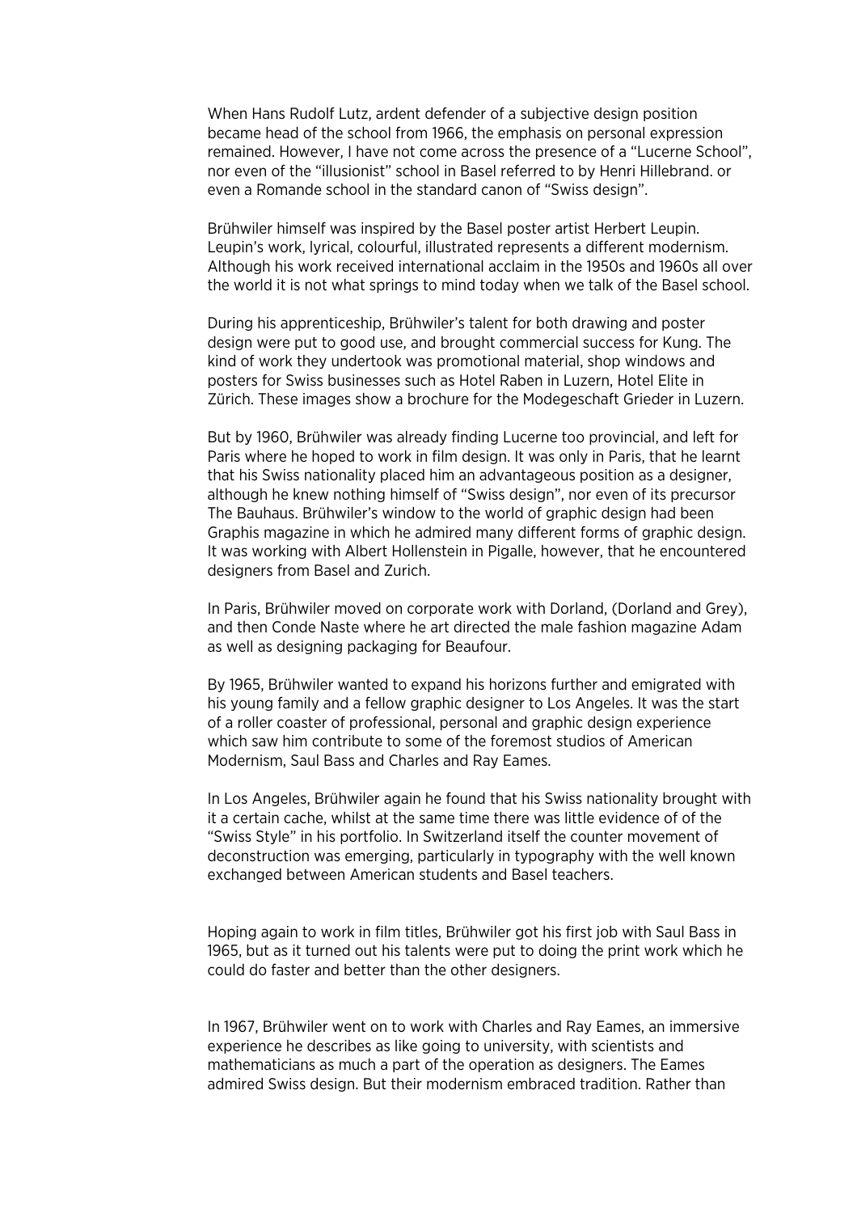When Hans Rudolf Lutz, ardent defender of a subjective design position became head of the school from 1966, the emphasis on personal expression remained. However, I have not come across the presence of a "Lucerne School", nor even of the "illusionist" school in Basel referred to by Henri Hillebrand. or even a Romande school in the standard canon of "Swiss design".

Brühwiler himself was inspired by the Basel poster artist Herbert Leupin. Leupin's work, lyrical, colourful, illustrated represents a different modernism. Although his work received international acclaim in the 1950s and 1960s all over the world it is not what springs to mind today when we talk of the Basel school.

During his apprenticeship, Brühwiler's talent for both drawing and poster design were put to good use, and brought commercial success for Kung. The kind of work they undertook was promotional material, shop windows and posters for Swiss businesses such as Hotel Raben in Luzern, Hotel Elite in Zürich. These images show a brochure for the Modegeschaft Grieder in Luzern.

But by 1960, Brühwiler was already finding Lucerne too provincial, and left for Paris where he hoped to work in film design. It was only in Paris, that he learnt that his Swiss nationality placed him an advantageous position as a designer, although he knew nothing himself of "Swiss design", nor even of its precursor The Bauhaus. Brühwiler's window to the world of graphic design had been Graphis magazine in which he admired many different forms of graphic design. It was working with Albert Hollenstein in Pigalle, however, that he encountered designers from Basel and Zurich.

In Paris, Brühwiler moved on corporate work with Dorland, (Dorland and Grey), and then Conde Naste where he art directed the male fashion magazine Adam as well as designing packaging for Beaufour.

By 1965, Brühwiler wanted to expand his horizons further and emigrated with his young family and a fellow graphic designer to Los Angeles. It was the start of a roller coaster of professional, personal and graphic design experience which saw him contribute to some of the foremost studios of American Modernism, Saul Bass and Charles and Ray Eames.

In Los Angeles, Brühwiler again he found that his Swiss nationality brought with it a certain cache, whilst at the same time there was little evidence of of the "Swiss Style" in his portfolio. In Switzerland itself the counter movement of deconstruction was emerging, particularly in typography with the well known exchanged between American students and Basel teachers.

Hoping again to work in film titles, Brühwiler got his first job with Saul Bass in 1965, but as it turned out his talents were put to doing the print work which he could do faster and better than the other designers.

In 1967, Brühwiler went on to work with Charles and Ray Eames, an immersive experience he describes as like going to university, with scientists and mathematicians as much a part of the operation as designers. The Eames admired Swiss design. But their modernism embraced tradition. Rather than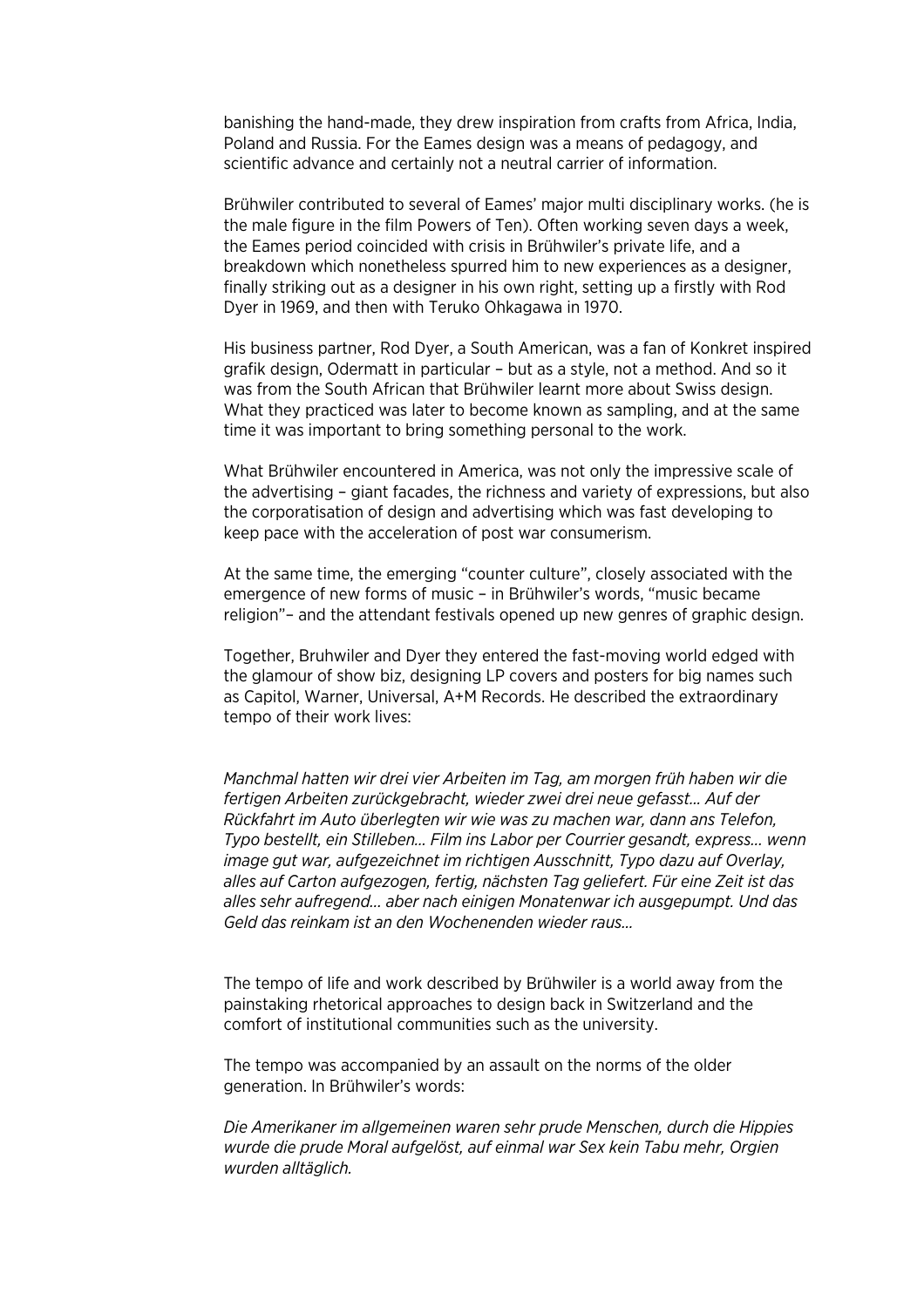banishing the hand-made, they drew inspiration from crafts from Africa, India, Poland and Russia. For the Eames design was a means of pedagogy, and scientific advance and certainly not a neutral carrier of information.

Brühwiler contributed to several of Eames' major multi disciplinary works. (he is the male figure in the film Powers of Ten). Often working seven days a week, the Eames period coincided with crisis in Brühwiler's private life, and a breakdown which nonetheless spurred him to new experiences as a designer, finally striking out as a designer in his own right, setting up a firstly with Rod Dyer in 1969, and then with Teruko Ohkagawa in 1970.

His business partner, Rod Dyer, a South American, was a fan of Konkret inspired grafik design, Odermatt in particular – but as a style, not a method. And so it was from the South African that Brühwiler learnt more about Swiss design. What they practiced was later to become known as sampling, and at the same time it was important to bring something personal to the work.

What Brühwiler encountered in America, was not only the impressive scale of the advertising – giant facades, the richness and variety of expressions, but also the corporatisation of design and advertising which was fast developing to keep pace with the acceleration of post war consumerism.

At the same time, the emerging "counter culture", closely associated with the emergence of new forms of music – in Brühwiler's words, "music became religion"– and the attendant festivals opened up new genres of graphic design.

Together, Bruhwiler and Dyer they entered the fast-moving world edged with the glamour of show biz, designing LP covers and posters for big names such as Capitol, Warner, Universal, A+M Records. He described the extraordinary tempo of their work lives:

*Manchmal hatten wir drei vier Arbeiten im Tag, am morgen früh haben wir die fertigen Arbeiten zurückgebracht, wieder zwei drei neue gefasst… Auf der Rückfahrt im Auto überlegten wir wie was zu machen war, dann ans Telefon, Typo bestellt, ein Stilleben… Film ins Labor per Courrier gesandt, express… wenn image gut war, aufgezeichnet im richtigen Ausschnitt, Typo dazu auf Overlay, alles auf Carton aufgezogen, fertig, nächsten Tag geliefert. Für eine Zeit ist das alles sehr aufregend… aber nach einigen Monatenwar ich ausgepumpt. Und das Geld das reinkam ist an den Wochenenden wieder raus…*

The tempo of life and work described by Brühwiler is a world away from the painstaking rhetorical approaches to design back in Switzerland and the comfort of institutional communities such as the university.

The tempo was accompanied by an assault on the norms of the older generation. In Brühwiler's words:

*Die Amerikaner im allgemeinen waren sehr prude Menschen, durch die Hippies wurde die prude Moral aufgelöst, auf einmal war Sex kein Tabu mehr, Orgien wurden alltäglich.*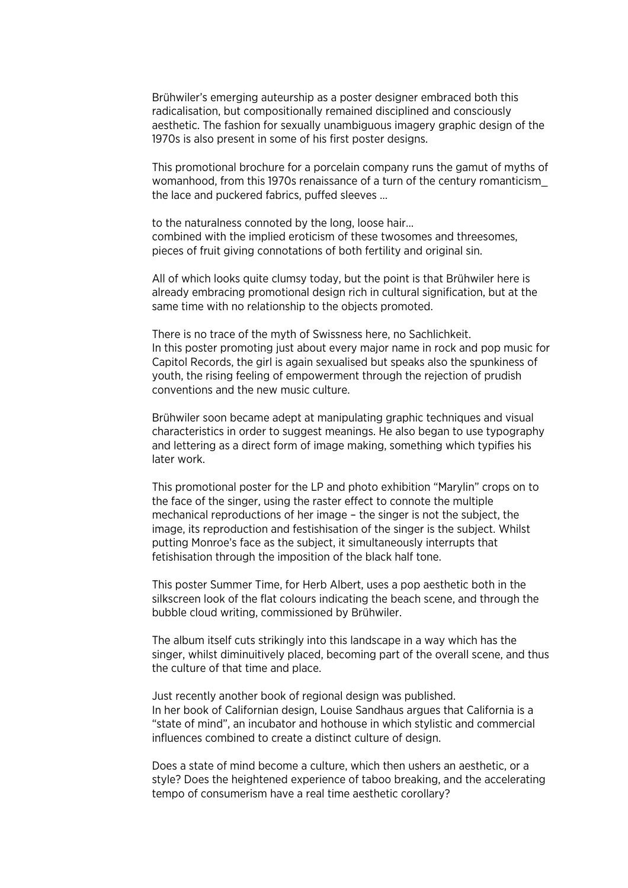Brühwiler's emerging auteurship as a poster designer embraced both this radicalisation, but compositionally remained disciplined and consciously aesthetic. The fashion for sexually unambiguous imagery graphic design of the 1970s is also present in some of his first poster designs.

This promotional brochure for a porcelain company runs the gamut of myths of womanhood, from this 1970s renaissance of a turn of the century romanticism_ the lace and puckered fabrics, puffed sleeves ...

to the naturalness connoted by the long, loose hair...
combined with the implied eroticism of these twosomes and threesomes, pieces of fruit giving connotations of both fertility and original sin.

All of which looks quite clumsy today, but the point is that Brühwiler here is already embracing promotional design rich in cultural signification, but at the same time with no relationship to the objects promoted.

There is no trace of the myth of Swissness here, no Sachlichkeit.
In this poster promoting just about every major name in rock and pop music for Capitol Records, the girl is again sexualised but speaks also the spunkiness of youth, the rising feeling of empowerment through the rejection of prudish conventions and the new music culture.

Brühwiler soon became adept at manipulating graphic techniques and visual characteristics in order to suggest meanings. He also began to use typography and lettering as a direct form of image making, something which typifies his later work.

This promotional poster for the LP and photo exhibition "Marylin" crops on to the face of the singer, using the raster effect to connote the multiple mechanical reproductions of her image – the singer is not the subject, the image, its reproduction and festishisation of the singer is the subject. Whilst putting Monroe's face as the subject, it simultaneously interrupts that fetishisation through the imposition of the black half tone.

This poster Summer Time, for Herb Albert, uses a pop aesthetic both in the silkscreen look of the flat colours indicating the beach scene, and through the bubble cloud writing, commissioned by Brühwiler.

The album itself cuts strikingly into this landscape in a way which has the singer, whilst diminuitively placed, becoming part of the overall scene, and thus the culture of that time and place.

Just recently another book of regional design was published.
In her book of Californian design, Louise Sandhaus argues that California is a "state of mind", an incubator and hothouse in which stylistic and commercial influences combined to create a distinct culture of design.

Does a state of mind become a culture, which then ushers an aesthetic, or a style? Does the heightened experience of taboo breaking, and the accelerating tempo of consumerism have a real time aesthetic corollary?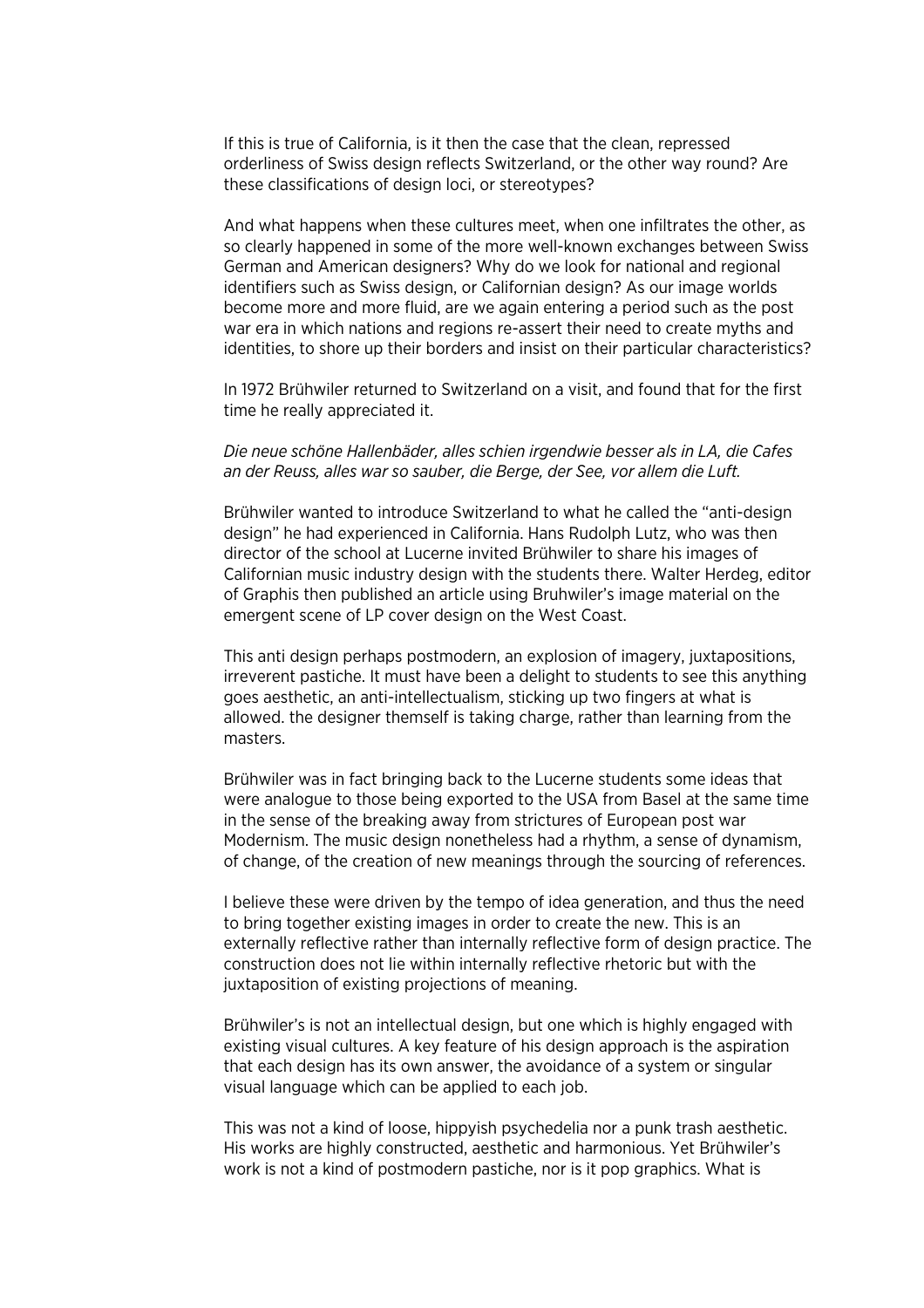If this is true of California, is it then the case that the clean, repressed orderliness of Swiss design reflects Switzerland, or the other way round? Are these classifications of design loci, or stereotypes?

And what happens when these cultures meet, when one infiltrates the other, as so clearly happened in some of the more well-known exchanges between Swiss German and American designers? Why do we look for national and regional identifiers such as Swiss design, or Californian design? As our image worlds become more and more fluid, are we again entering a period such as the post war era in which nations and regions re-assert their need to create myths and identities, to shore up their borders and insist on their particular characteristics?

In 1972 Brühwiler returned to Switzerland on a visit, and found that for the first time he really appreciated it.

*Die neue schöne Hallenbäder, alles schien irgendwie besser als in LA, die Cafes an der Reuss, alles war so sauber, die Berge, der See, vor allem die Luft.*

Brühwiler wanted to introduce Switzerland to what he called the "anti-design design" he had experienced in California. Hans Rudolph Lutz, who was then director of the school at Lucerne invited Brühwiler to share his images of Californian music industry design with the students there. Walter Herdeg, editor of Graphis then published an article using Bruhwiler's image material on the emergent scene of LP cover design on the West Coast.

This anti design perhaps postmodern, an explosion of imagery, juxtapositions, irreverent pastiche. It must have been a delight to students to see this anything goes aesthetic, an anti-intellectualism, sticking up two fingers at what is allowed. the designer themself is taking charge, rather than learning from the masters.

Brühwiler was in fact bringing back to the Lucerne students some ideas that were analogue to those being exported to the USA from Basel at the same time in the sense of the breaking away from strictures of European post war Modernism. The music design nonetheless had a rhythm, a sense of dynamism, of change, of the creation of new meanings through the sourcing of references.

I believe these were driven by the tempo of idea generation, and thus the need to bring together existing images in order to create the new. This is an externally reflective rather than internally reflective form of design practice. The construction does not lie within internally reflective rhetoric but with the juxtaposition of existing projections of meaning.

Brühwiler's is not an intellectual design, but one which is highly engaged with existing visual cultures. A key feature of his design approach is the aspiration that each design has its own answer, the avoidance of a system or singular visual language which can be applied to each job.

This was not a kind of loose, hippyish psychedelia nor a punk trash aesthetic. His works are highly constructed, aesthetic and harmonious. Yet Brühwiler's work is not a kind of postmodern pastiche, nor is it pop graphics. What is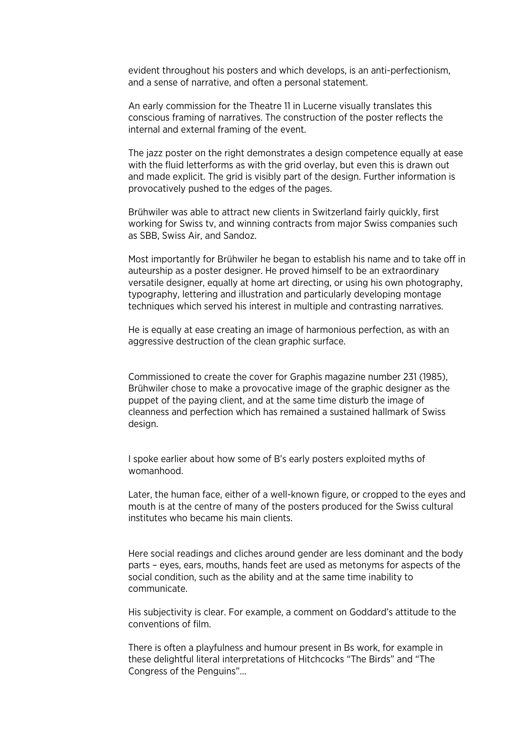evident throughout his posters and which develops, is an anti-perfectionism, and a sense of narrative, and often a personal statement.

An early commission for the Theatre 11 in Lucerne visually translates this conscious framing of narratives. The construction of the poster reflects the internal and external framing of the event.

The jazz poster on the right demonstrates a design competence equally at ease with the fluid letterforms as with the grid overlay, but even this is drawn out and made explicit. The grid is visibly part of the design. Further information is provocatively pushed to the edges of the pages.

Brühwiler was able to attract new clients in Switzerland fairly quickly, first working for Swiss tv, and winning contracts from major Swiss companies such as SBB, Swiss Air, and Sandoz.

Most importantly for Brühwiler he began to establish his name and to take off in auteurship as a poster designer. He proved himself to be an extraordinary versatile designer, equally at home art directing, or using his own photography, typography, lettering and illustration and particularly developing montage techniques which served his interest in multiple and contrasting narratives.

He is equally at ease creating an image of harmonious perfection, as with an aggressive destruction of the clean graphic surface.

Commissioned to create the cover for Graphis magazine number 231 (1985), Brühwiler chose to make a provocative image of the graphic designer as the puppet of the paying client, and at the same time disturb the image of cleanness and perfection which has remained a sustained hallmark of Swiss design.

I spoke earlier about how some of B's early posters exploited myths of womanhood.

Later, the human face, either of a well-known figure, or cropped to the eyes and mouth is at the centre of many of the posters produced for the Swiss cultural institutes who became his main clients.

Here social readings and cliches around gender are less dominant and the body parts – eyes, ears, mouths, hands feet are used as metonyms for aspects of the social condition, such as the ability and at the same time inability to communicate.

His subjectivity is clear. For example, a comment on Goddard's attitude to the conventions of film.

There is often a playfulness and humour present in Bs work, for example in these delightful literal interpretations of Hitchcocks "The Birds" and "The Congress of the Penguins"...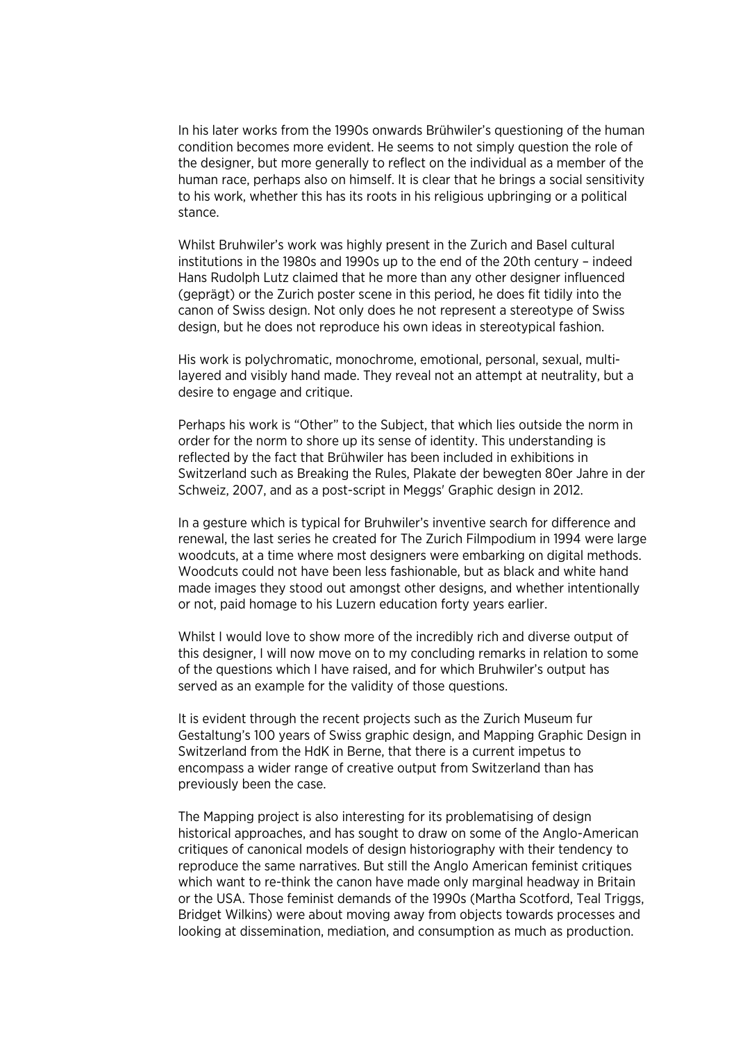In his later works from the 1990s onwards Brühwiler's questioning of the human condition becomes more evident. He seems to not simply question the role of the designer, but more generally to reflect on the individual as a member of the human race, perhaps also on himself. It is clear that he brings a social sensitivity to his work, whether this has its roots in his religious upbringing or a political stance.

Whilst Bruhwiler's work was highly present in the Zurich and Basel cultural institutions in the 1980s and 1990s up to the end of the 20th century – indeed Hans Rudolph Lutz claimed that he more than any other designer influenced (geprägt) or the Zurich poster scene in this period, he does fit tidily into the canon of Swiss design. Not only does he not represent a stereotype of Swiss design, but he does not reproduce his own ideas in stereotypical fashion.

His work is polychromatic, monochrome, emotional, personal, sexual, multi-layered and visibly hand made. They reveal not an attempt at neutrality, but a desire to engage and critique.

Perhaps his work is "Other" to the Subject, that which lies outside the norm in order for the norm to shore up its sense of identity. This understanding is reflected by the fact that Brühwiler has been included in exhibitions in Switzerland such as Breaking the Rules, Plakate der bewegten 80er Jahre in der Schweiz, 2007, and as a post-script in Meggs' Graphic design in 2012.

In a gesture which is typical for Bruhwiler's inventive search for difference and renewal, the last series he created for The Zurich Filmpodium in 1994 were large woodcuts, at a time where most designers were embarking on digital methods. Woodcuts could not have been less fashionable, but as black and white hand made images they stood out amongst other designs, and whether intentionally or not, paid homage to his Luzern education forty years earlier.

Whilst I would love to show more of the incredibly rich and diverse output of this designer, I will now move on to my concluding remarks in relation to some of the questions which I have raised, and for which Bruhwiler's output has served as an example for the validity of those questions.

It is evident through the recent projects such as the Zurich Museum fur Gestaltung's 100 years of Swiss graphic design, and Mapping Graphic Design in Switzerland from the HdK in Berne, that there is a current impetus to encompass a wider range of creative output from Switzerland than has previously been the case.

The Mapping project is also interesting for its problematising of design historical approaches, and has sought to draw on some of the Anglo-American critiques of canonical models of design historiography with their tendency to reproduce the same narratives. But still the Anglo American feminist critiques which want to re-think the canon have made only marginal headway in Britain or the USA. Those feminist demands of the 1990s (Martha Scotford, Teal Triggs, Bridget Wilkins) were about moving away from objects towards processes and looking at dissemination, mediation, and consumption as much as production.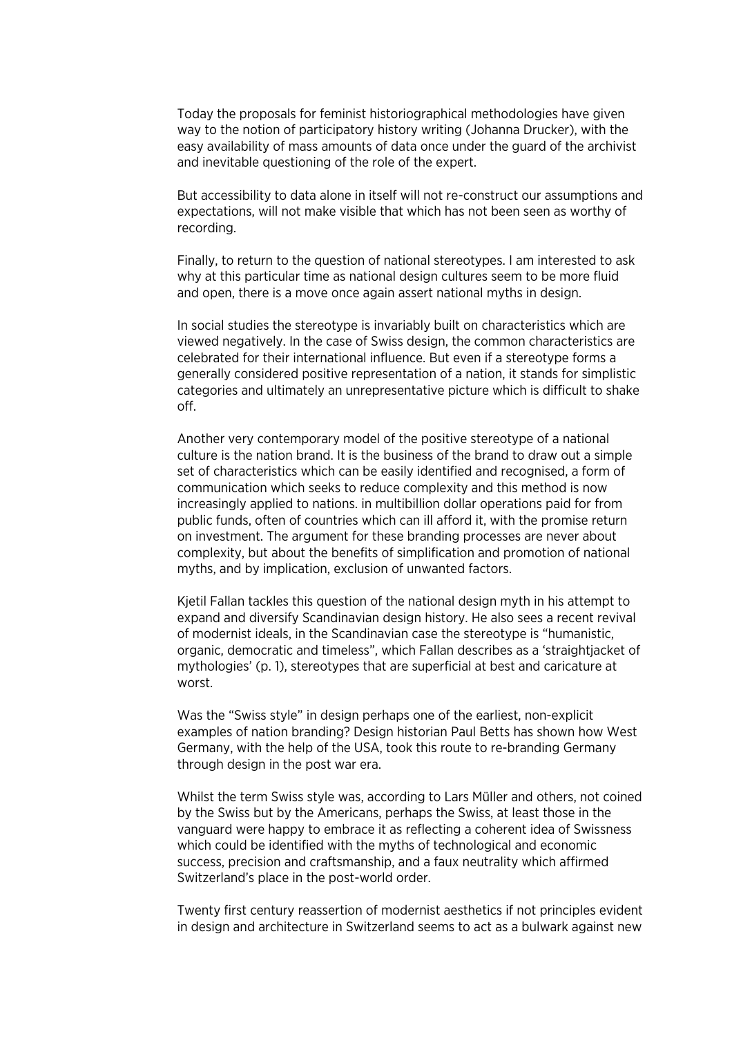Today the proposals for feminist historiographical methodologies have given way to the notion of participatory history writing (Johanna Drucker), with the easy availability of mass amounts of data once under the guard of the archivist and inevitable questioning of the role of the expert.

But accessibility to data alone in itself will not re-construct our assumptions and expectations, will not make visible that which has not been seen as worthy of recording.

Finally, to return to the question of national stereotypes. I am interested to ask why at this particular time as national design cultures seem to be more fluid and open, there is a move once again assert national myths in design.

In social studies the stereotype is invariably built on characteristics which are viewed negatively. In the case of Swiss design, the common characteristics are celebrated for their international influence. But even if a stereotype forms a generally considered positive representation of a nation, it stands for simplistic categories and ultimately an unrepresentative picture which is difficult to shake off.

Another very contemporary model of the positive stereotype of a national culture is the nation brand. It is the business of the brand to draw out a simple set of characteristics which can be easily identified and recognised, a form of communication which seeks to reduce complexity and this method is now increasingly applied to nations. in multibillion dollar operations paid for from public funds, often of countries which can ill afford it, with the promise return on investment. The argument for these branding processes are never about complexity, but about the benefits of simplification and promotion of national myths, and by implication, exclusion of unwanted factors.

Kjetil Fallan tackles this question of the national design myth in his attempt to expand and diversify Scandinavian design history. He also sees a recent revival of modernist ideals, in the Scandinavian case the stereotype is "humanistic, organic, democratic and timeless", which Fallan describes as a 'straightjacket of mythologies' (p. 1), stereotypes that are superficial at best and caricature at worst.

Was the "Swiss style" in design perhaps one of the earliest, non-explicit examples of nation branding? Design historian Paul Betts has shown how West Germany, with the help of the USA, took this route to re-branding Germany through design in the post war era.

Whilst the term Swiss style was, according to Lars Müller and others, not coined by the Swiss but by the Americans, perhaps the Swiss, at least those in the vanguard were happy to embrace it as reflecting a coherent idea of Swissness which could be identified with the myths of technological and economic success, precision and craftsmanship, and a faux neutrality which affirmed Switzerland's place in the post-world order.

Twenty first century reassertion of modernist aesthetics if not principles evident in design and architecture in Switzerland seems to act as a bulwark against new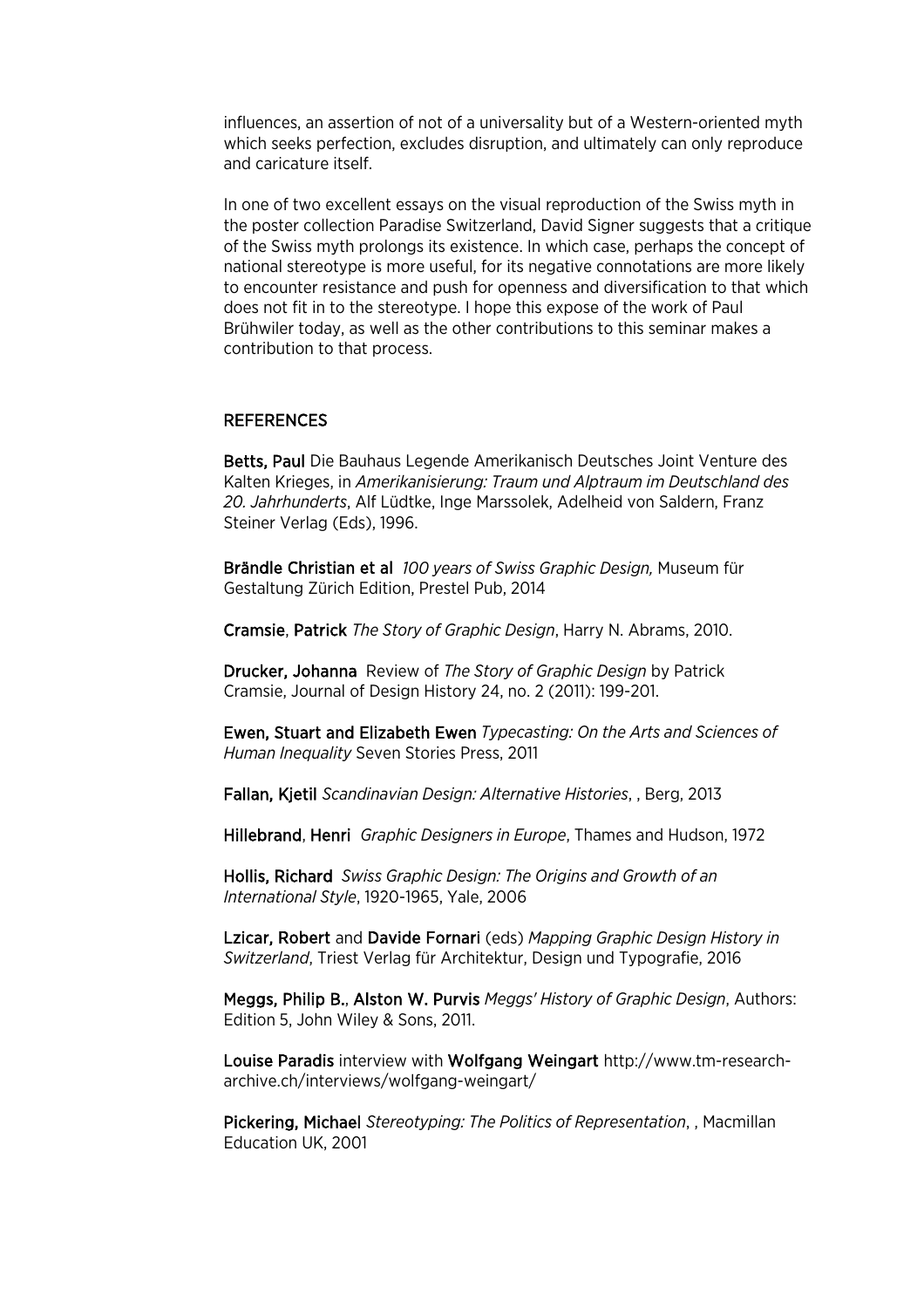influences, an assertion of not of a universality but of a Western-oriented myth which seeks perfection, excludes disruption, and ultimately can only reproduce and caricature itself.

In one of two excellent essays on the visual reproduction of the Swiss myth in the poster collection Paradise Switzerland, David Signer suggests that a critique of the Swiss myth prolongs its existence. In which case, perhaps the concept of national stereotype is more useful, for its negative connotations are more likely to encounter resistance and push for openness and diversification to that which does not fit in to the stereotype. I hope this expose of the work of Paul Brühwiler today, as well as the other contributions to this seminar makes a contribution to that process.

## REFERENCES

**Betts, Paul** Die Bauhaus Legende Amerikanisch Deutsches Joint Venture des Kalten Krieges, in *Amerikanisierung: Traum und Alptraum im Deutschland des 20. Jahrhunderts*, Alf Lüdtke, Inge Marssolek, Adelheid von Saldern, Franz Steiner Verlag (Eds), 1996.

**Brändle Christian et al** *100 years of Swiss Graphic Design,* Museum für Gestaltung Zürich Edition, Prestel Pub, 2014

**Cramsie**, **Patrick** *The Story of Graphic Design*, Harry N. Abrams, 2010.

**Drucker, Johanna** Review of *The Story of Graphic Design* by Patrick Cramsie, Journal of Design History 24, no. 2 (2011): 199-201.

**Ewen, Stuart and Elizabeth Ewen** *Typecasting: On the Arts and Sciences of Human Inequality* Seven Stories Press, 2011

**Fallan, Kjetil** *Scandinavian Design: Alternative Histories*, , Berg, 2013

**Hillebrand**, **Henri** *Graphic Designers in Europe*, Thames and Hudson, 1972

**Hollis, Richard** *Swiss Graphic Design: The Origins and Growth of an International Style*, 1920-1965, Yale, 2006

**Lzicar, Robert** and **Davide Fornari** (eds) *Mapping Graphic Design History in Switzerland*, Triest Verlag für Architektur, Design und Typografie, 2016

**Meggs, Philip B.**, **Alston W. Purvis** *Meggs' History of Graphic Design*, Authors: Edition 5, John Wiley & Sons, 2011.

**Louise Paradis** interview with **Wolfgang Weingart** http://www.tm-research-archive.ch/interviews/wolfgang-weingart/

**Pickering, Michael** *Stereotyping: The Politics of Representation*, , Macmillan Education UK, 2001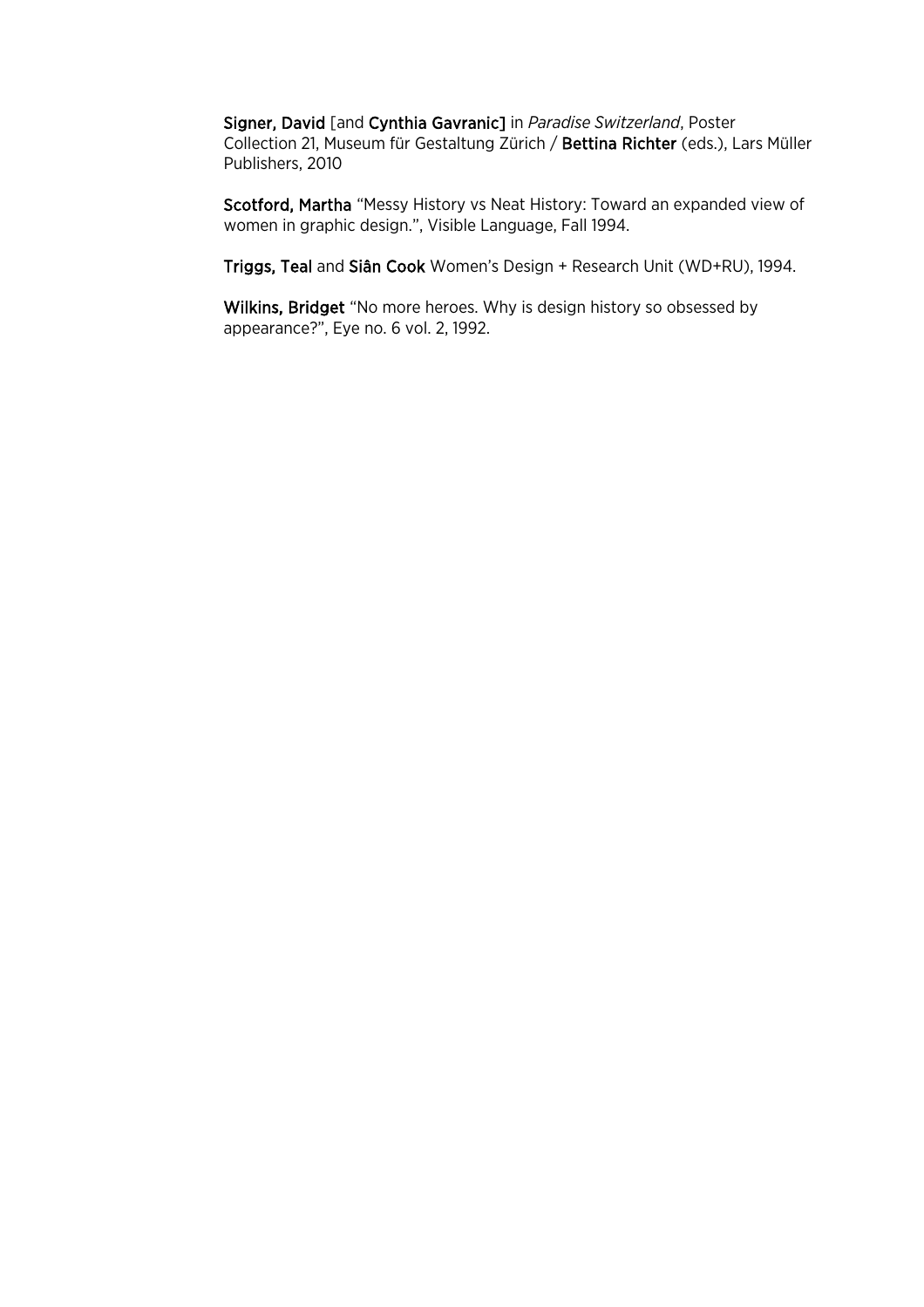**Signer, David** [and **Cynthia Gavranic]** in *Paradise Switzerland*, Poster Collection 21, Museum für Gestaltung Zürich / **Bettina Richter** (eds.), Lars Müller Publishers, 2010

**Scotford, Martha** "Messy History vs Neat History: Toward an expanded view of women in graphic design.", Visible Language, Fall 1994.

**Triggs, Teal** and **Siân Cook** Women's Design + Research Unit (WD+RU), 1994.

**Wilkins, Bridget** "No more heroes. Why is design history so obsessed by appearance?", Eye no. 6 vol. 2, 1992.